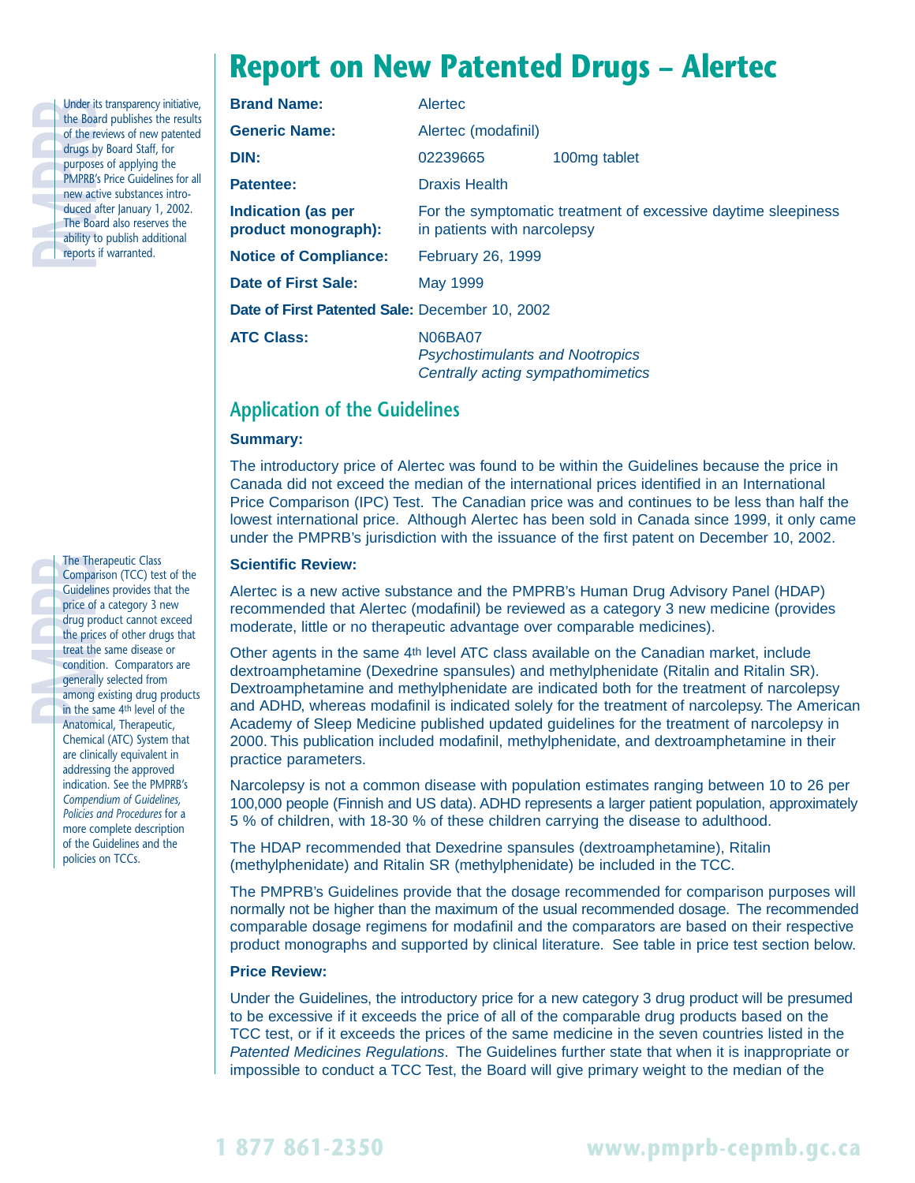# Report on New Patented Drugs – Alertec

| | | |
|---|---|---|
| **Brand Name:** | Alertec | |
| **Generic Name:** | Alertec (modafinil) | |
| **DIN:** | 02239665 | 100mg tablet |
| **Patentee:** | Draxis Health | |
| **Indication (as per product monograph):** | For the symptomatic treatment of excessive daytime sleepiness in patients with narcolepsy | |
| **Notice of Compliance:** | February 26, 1999 | |
| **Date of First Sale:** | May 1999 | |
| **Date of First Patented Sale:** | December 10, 2002 | |
| **ATC Class:** | N06BA07 *Psychostimulants and Nootropics* *Centrally acting sympathomimetics* | |

Under its transparency initiative, the Board publishes the results of the reviews of new patented drugs by Board Staff, for purposes of applying the PMPRB's Price Guidelines for all new active substances introduced after January 1, 2002. The Board also reserves the ability to publish additional reports if warranted.

## Application of the Guidelines

### Summary:

The introductory price of Alertec was found to be within the Guidelines because the price in Canada did not exceed the median of the international prices identified in an International Price Comparison (IPC) Test. The Canadian price was and continues to be less than half the lowest international price. Although Alertec has been sold in Canada since 1999, it only came under the PMPRB's jurisdiction with the issuance of the first patent on December 10, 2002.

### Scientific Review:

Alertec is a new active substance and the PMPRB's Human Drug Advisory Panel (HDAP) recommended that Alertec (modafinil) be reviewed as a category 3 new medicine (provides moderate, little or no therapeutic advantage over comparable medicines).

Other agents in the same 4th level ATC class available on the Canadian market, include dextroamphetamine (Dexedrine spansules) and methylphenidate (Ritalin and Ritalin SR). Dextroamphetamine and methylphenidate are indicated both for the treatment of narcolepsy and ADHD, whereas modafinil is indicated solely for the treatment of narcolepsy. The American Academy of Sleep Medicine published updated guidelines for the treatment of narcolepsy in 2000. This publication included modafinil, methylphenidate, and dextroamphetamine in their practice parameters.

Narcolepsy is not a common disease with population estimates ranging between 10 to 26 per 100,000 people (Finnish and US data). ADHD represents a larger patient population, approximately 5 % of children, with 18-30 % of these children carrying the disease to adulthood.

The HDAP recommended that Dexedrine spansules (dextroamphetamine), Ritalin (methylphenidate) and Ritalin SR (methylphenidate) be included in the TCC.

The PMPRB's Guidelines provide that the dosage recommended for comparison purposes will normally not be higher than the maximum of the usual recommended dosage. The recommended comparable dosage regimens for modafinil and the comparators are based on their respective product monographs and supported by clinical literature. See table in price test section below.

The Therapeutic Class Comparison (TCC) test of the Guidelines provides that the price of a category 3 new drug product cannot exceed the prices of other drugs that treat the same disease or condition. Comparators are generally selected from among existing drug products in the same 4th level of the Anatomical, Therapeutic, Chemical (ATC) System that are clinically equivalent in addressing the approved indication. See the PMPRB's *Compendium of Guidelines, Policies and Procedures* for a more complete description of the Guidelines and the policies on TCCs.

### Price Review:

Under the Guidelines, the introductory price for a new category 3 drug product will be presumed to be excessive if it exceeds the price of all of the comparable drug products based on the TCC test, or if it exceeds the prices of the same medicine in the seven countries listed in the *Patented Medicines Regulations*. The Guidelines further state that when it is inappropriate or impossible to conduct a TCC Test, the Board will give primary weight to the median of the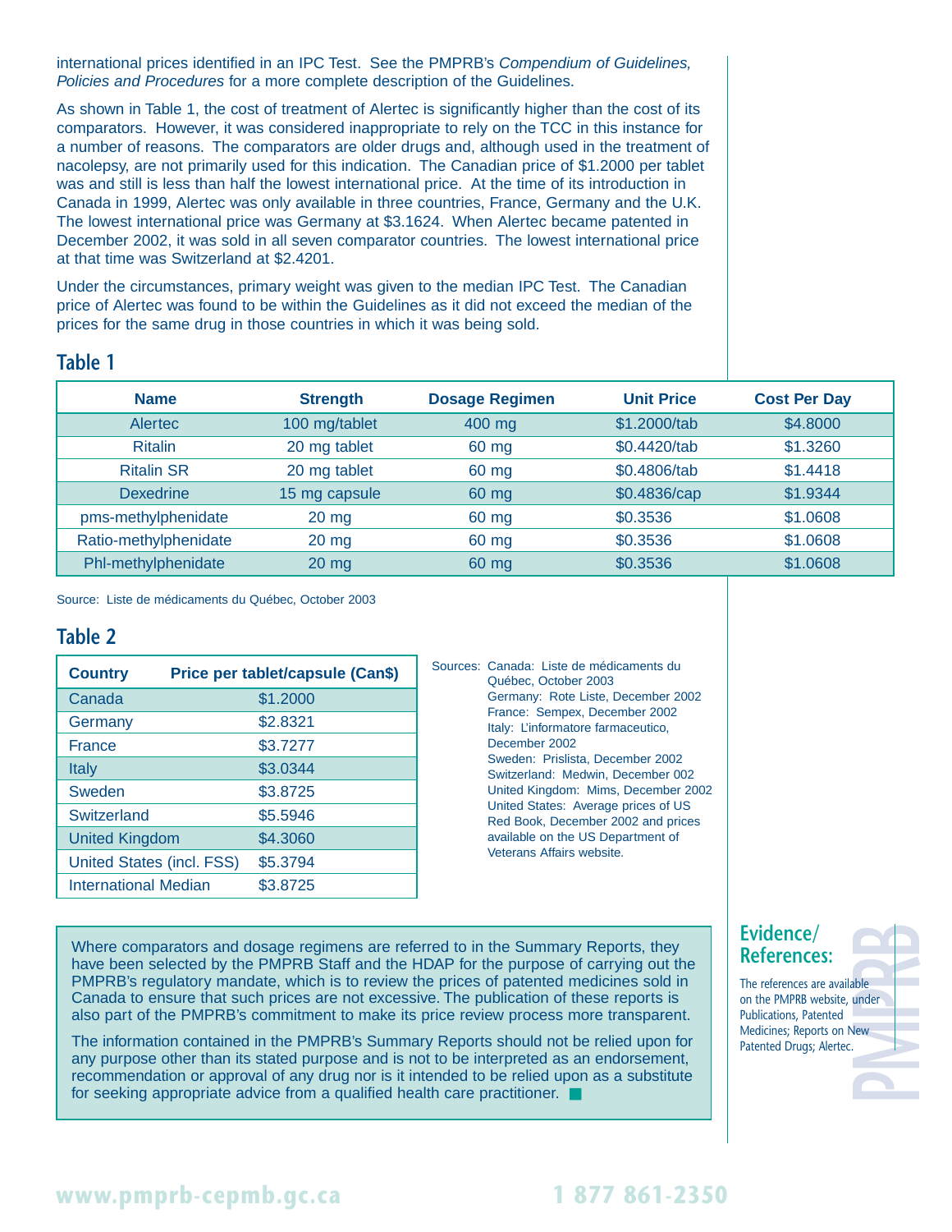international prices identified in an IPC Test. See the PMPRB's *Compendium of Guidelines, Policies and Procedures* for a more complete description of the Guidelines.

As shown in Table 1, the cost of treatment of Alertec is significantly higher than the cost of its comparators. However, it was considered inappropriate to rely on the TCC in this instance for a number of reasons. The comparators are older drugs and, although used in the treatment of nacolepsy, are not primarily used for this indication. The Canadian price of $1.2000 per tablet was and still is less than half the lowest international price. At the time of its introduction in Canada in 1999, Alertec was only available in three countries, France, Germany and the U.K. The lowest international price was Germany at $3.1624. When Alertec became patented in December 2002, it was sold in all seven comparator countries. The lowest international price at that time was Switzerland at $2.4201.

Under the circumstances, primary weight was given to the median IPC Test. The Canadian price of Alertec was found to be within the Guidelines as it did not exceed the median of the prices for the same drug in those countries in which it was being sold.

## Table 1

| Name | Strength | Dosage Regimen | Unit Price | Cost Per Day |
|---|---|---|---|---|
| Alertec | 100 mg/tablet | 400 mg | $1.2000/tab | $4.8000 |
| Ritalin | 20 mg tablet | 60 mg | $0.4420/tab | $1.3260 |
| Ritalin SR | 20 mg tablet | 60 mg | $0.4806/tab | $1.4418 |
| Dexedrine | 15 mg capsule | 60 mg | $0.4836/cap | $1.9344 |
| pms-methylphenidate | 20 mg | 60 mg | $0.3536 | $1.0608 |
| Ratio-methylphenidate | 20 mg | 60 mg | $0.3536 | $1.0608 |
| Phl-methylphenidate | 20 mg | 60 mg | $0.3536 | $1.0608 |

Source: Liste de médicaments du Québec, October 2003

## Table 2

| Country | Price per tablet/capsule (Can$) |
|---|---|
| Canada | $1.2000 |
| Germany | $2.8321 |
| France | $3.7277 |
| Italy | $3.0344 |
| Sweden | $3.8725 |
| Switzerland | $5.5946 |
| United Kingdom | $4.3060 |
| United States (incl. FSS) | $5.3794 |
| International Median | $3.8725 |

Sources: Canada: Liste de médicaments du Québec, October 2003
Germany: Rote Liste, December 2002
France: Sempex, December 2002
Italy: L'informatore farmaceutico, December 2002
Sweden: Prislista, December 2002
Switzerland: Medwin, December 002
United Kingdom: Mims, December 2002
United States: Average prices of US Red Book, December 2002 and prices available on the US Department of Veterans Affairs website.

Where comparators and dosage regimens are referred to in the Summary Reports, they have been selected by the PMPRB Staff and the HDAP for the purpose of carrying out the PMPRB's regulatory mandate, which is to review the prices of patented medicines sold in Canada to ensure that such prices are not excessive. The publication of these reports is also part of the PMPRB's commitment to make its price review process more transparent.

The information contained in the PMPRB's Summary Reports should not be relied upon for any purpose other than its stated purpose and is not to be interpreted as an endorsement, recommendation or approval of any drug nor is it intended to be relied upon as a substitute for seeking appropriate advice from a qualified health care practitioner. ■

## Evidence/ References:

The references are available on the PMPRB website, under Publications, Patented Medicines; Reports on New Patented Drugs; Alertec.

www.pmprb-cepmb.gc.ca 1 877 861-2350